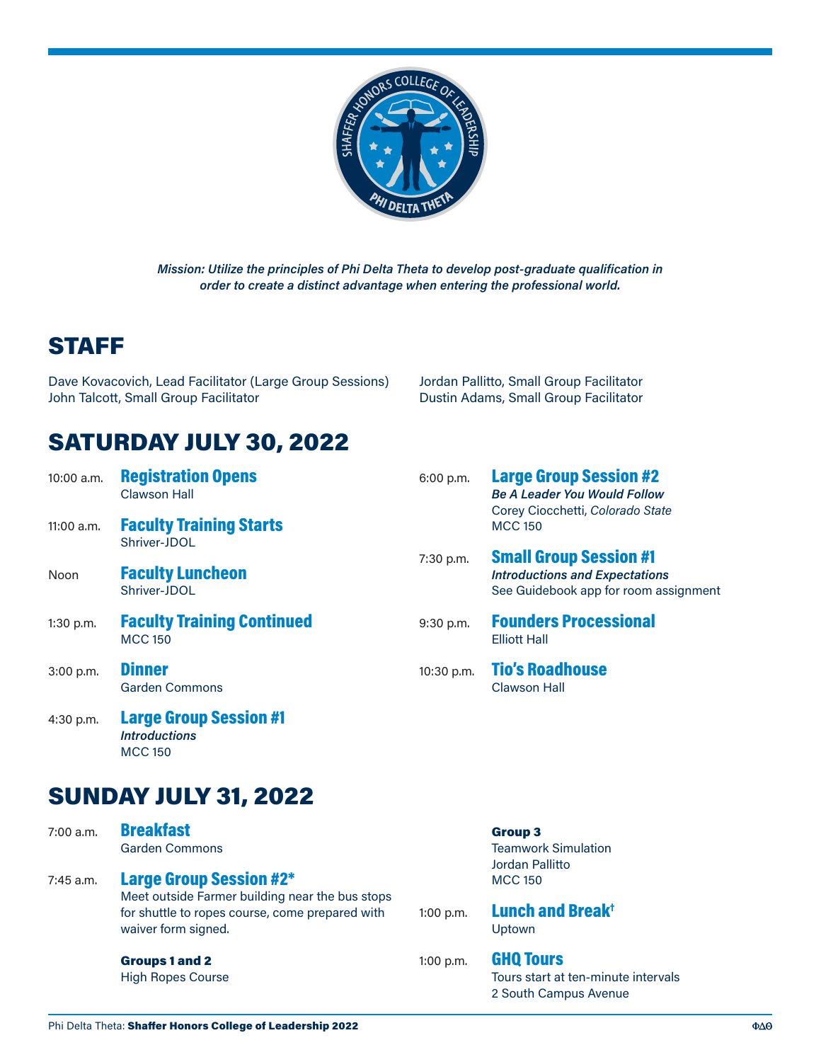*Mission: Utilize the principles of Phi Delta Theta to develop post-graduate qualification in order to create a distinct advantage when entering the professional world.*

## STAFF

Dave Kovacovich, Lead Facilitator (Large Group Sessions)
John Talcott, Small Group Facilitator
Jordan Pallitto, Small Group Facilitator
Dustin Adams, Small Group Facilitator

## SATURDAY JULY 30, 2022

10:00 a.m. **Registration Opens**
Clawson Hall

11:00 a.m. **Faculty Training Starts**
Shriver-JDOL

Noon **Faculty Luncheon**
Shriver-JDOL

1:30 p.m. **Faculty Training Continued**
MCC 150

3:00 p.m. **Dinner**
Garden Commons

4:30 p.m. **Large Group Session #1**
*Introductions*
MCC 150

6:00 p.m. **Large Group Session #2**
***Be A Leader You Would Follow***
Corey Ciocchetti, *Colorado State*
MCC 150

7:30 p.m. **Small Group Session #1**
***Introductions and Expectations***
See Guidebook app for room assignment

9:30 p.m. **Founders Processional**
Elliott Hall

10:30 p.m. **Tio's Roadhouse**
Clawson Hall

## SUNDAY JULY 31, 2022

7:00 a.m. **Breakfast**
Garden Commons

7:45 a.m. **Large Group Session #2***
Meet outside Farmer building near the bus stops for shuttle to ropes course, come prepared with waiver form signed.

**Groups 1 and 2**
High Ropes Course

**Group 3**
Teamwork Simulation
Jordan Pallitto
MCC 150

1:00 p.m. **Lunch and Break†**
Uptown

1:00 p.m. **GHQ Tours**
Tours start at ten-minute intervals
2 South Campus Avenue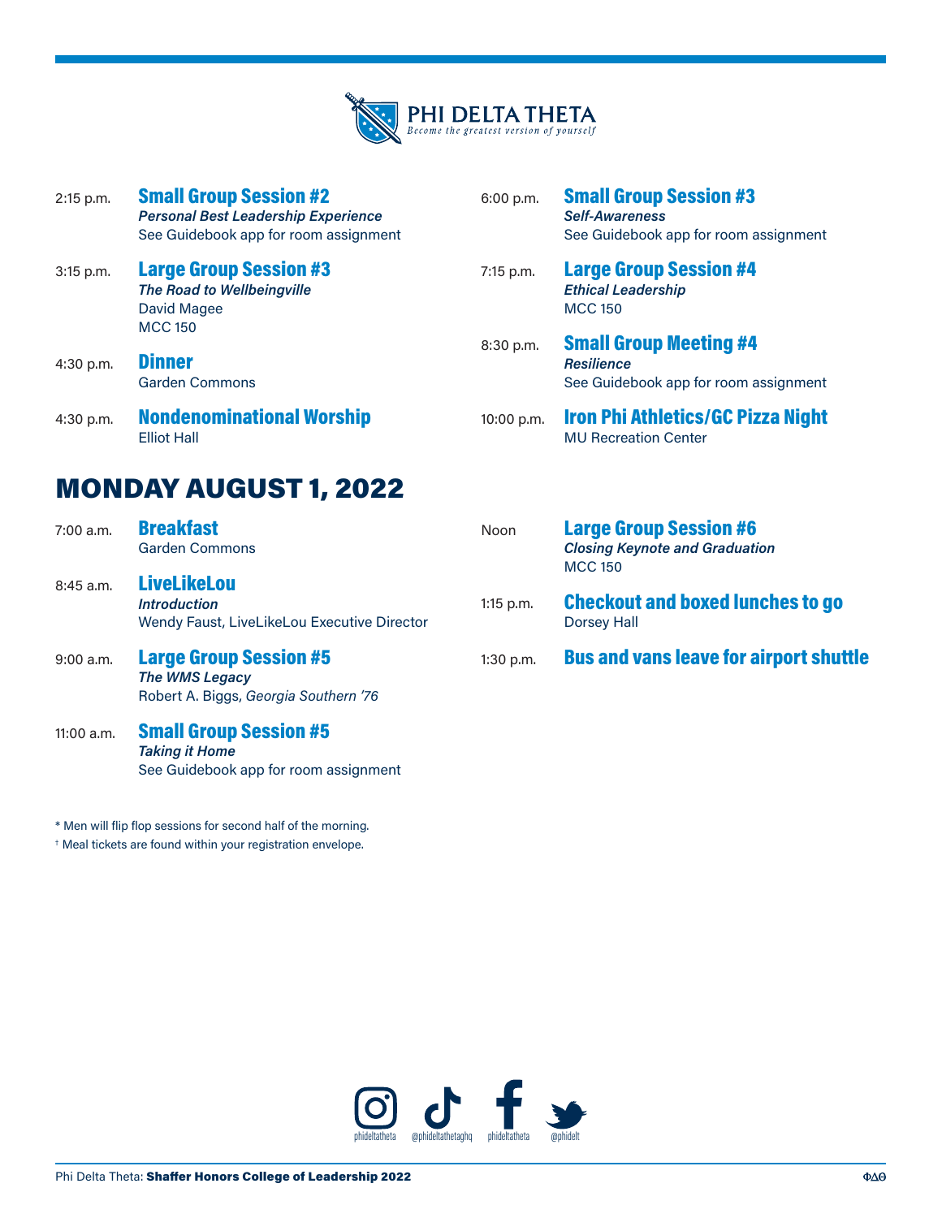2:15 p.m. **Small Group Session #2**
*Personal Best Leadership Experience*
See Guidebook app for room assignment

3:15 p.m. **Large Group Session #3**
*The Road to Wellbeingville*
David Magee
MCC 150

4:30 p.m. **Dinner**
Garden Commons

4:30 p.m. **Nondenominational Worship**
Elliot Hall

6:00 p.m. **Small Group Session #3**
*Self-Awareness*
See Guidebook app for room assignment

7:15 p.m. **Large Group Session #4**
*Ethical Leadership*
MCC 150

8:30 p.m. **Small Group Meeting #4**
*Resilience*
See Guidebook app for room assignment

10:00 p.m. **Iron Phi Athletics/GC Pizza Night**
MU Recreation Center

## MONDAY AUGUST 1, 2022

7:00 a.m. **Breakfast**
Garden Commons

8:45 a.m. **LiveLikeLou**
*Introduction*
Wendy Faust, LiveLikeLou Executive Director

9:00 a.m. **Large Group Session #5**
*The WMS Legacy*
Robert A. Biggs, *Georgia Southern '76*

11:00 a.m. **Small Group Session #5**
*Taking it Home*
See Guidebook app for room assignment

Noon **Large Group Session #6**
*Closing Keynote and Graduation*
MCC 150

1:15 p.m. **Checkout and boxed lunches to go**
Dorsey Hall

1:30 p.m. **Bus and vans leave for airport shuttle**

* Men will flip flop sessions for second half of the morning.

† Meal tickets are found within your registration envelope.

phideltatheta @phideltathetaghq phideltatheta @phidelt